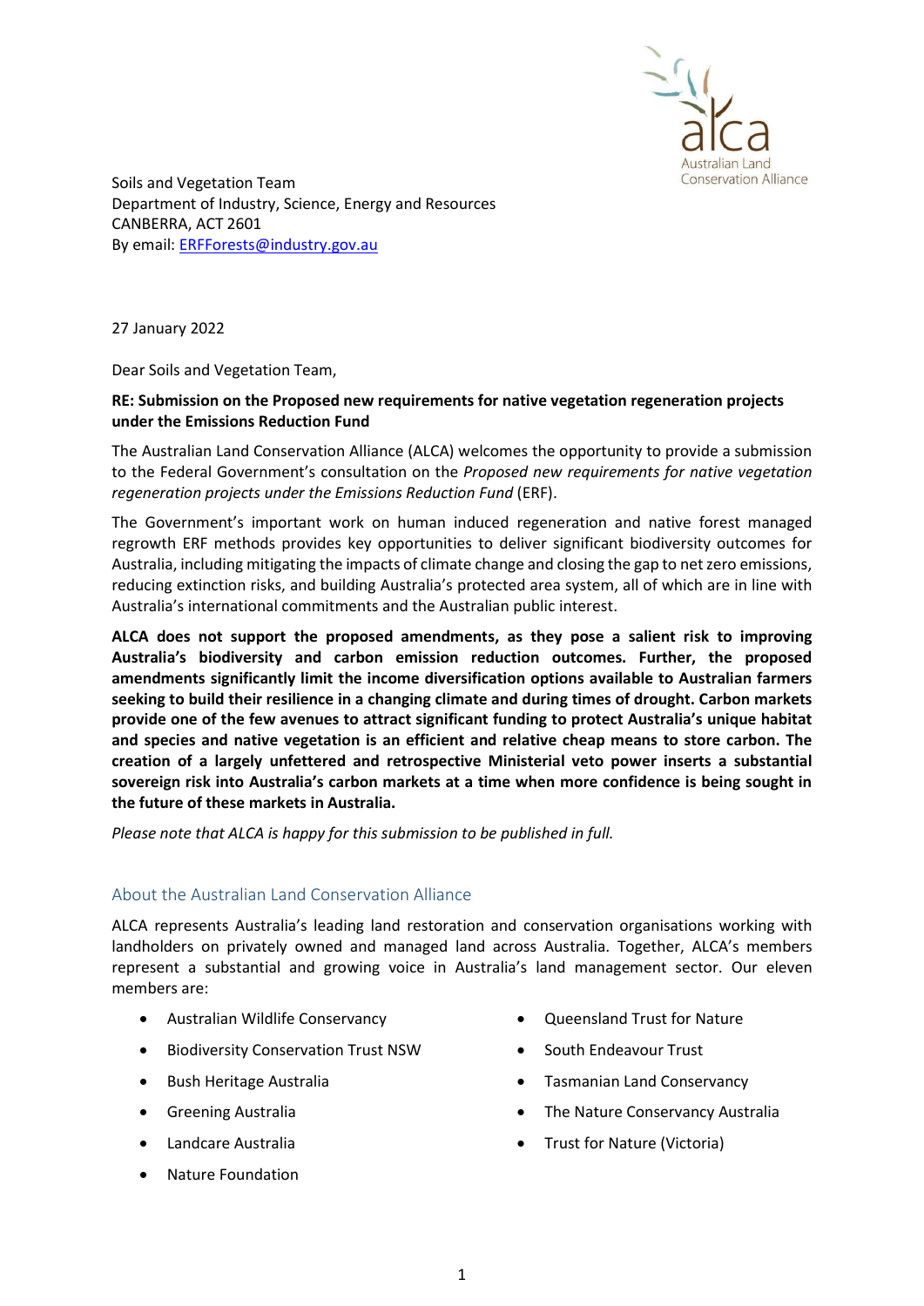Soils and Vegetation Team
Department of Industry, Science, Energy and Resources
CANBERRA, ACT 2601
By email: [ERFForests@industry.gov.au](mailto:ERFForests@industry.gov.au)

27 January 2022

Dear Soils and Vegetation Team,

**RE: Submission on the Proposed new requirements for native vegetation regeneration projects under the Emissions Reduction Fund**

The Australian Land Conservation Alliance (ALCA) welcomes the opportunity to provide a submission to the Federal Government's consultation on the *Proposed new requirements for native vegetation regeneration projects under the Emissions Reduction Fund* (ERF).

The Government's important work on human induced regeneration and native forest managed regrowth ERF methods provides key opportunities to deliver significant biodiversity outcomes for Australia, including mitigating the impacts of climate change and closing the gap to net zero emissions, reducing extinction risks, and building Australia's protected area system, all of which are in line with Australia's international commitments and the Australian public interest.

**ALCA does not support the proposed amendments, as they pose a salient risk to improving Australia's biodiversity and carbon emission reduction outcomes. Further, the proposed amendments significantly limit the income diversification options available to Australian farmers seeking to build their resilience in a changing climate and during times of drought. Carbon markets provide one of the few avenues to attract significant funding to protect Australia's unique habitat and species and native vegetation is an efficient and relative cheap means to store carbon. The creation of a largely unfettered and retrospective Ministerial veto power inserts a substantial sovereign risk into Australia's carbon markets at a time when more confidence is being sought in the future of these markets in Australia.**

*Please note that ALCA is happy for this submission to be published in full.*

## About the Australian Land Conservation Alliance

ALCA represents Australia's leading land restoration and conservation organisations working with landholders on privately owned and managed land across Australia. Together, ALCA's members represent a substantial and growing voice in Australia's land management sector. Our eleven members are:

- Australian Wildlife Conservancy
- Biodiversity Conservation Trust NSW
- Bush Heritage Australia
- Greening Australia
- Landcare Australia
- Nature Foundation
- Queensland Trust for Nature
- South Endeavour Trust
- Tasmanian Land Conservancy
- The Nature Conservancy Australia
- Trust for Nature (Victoria)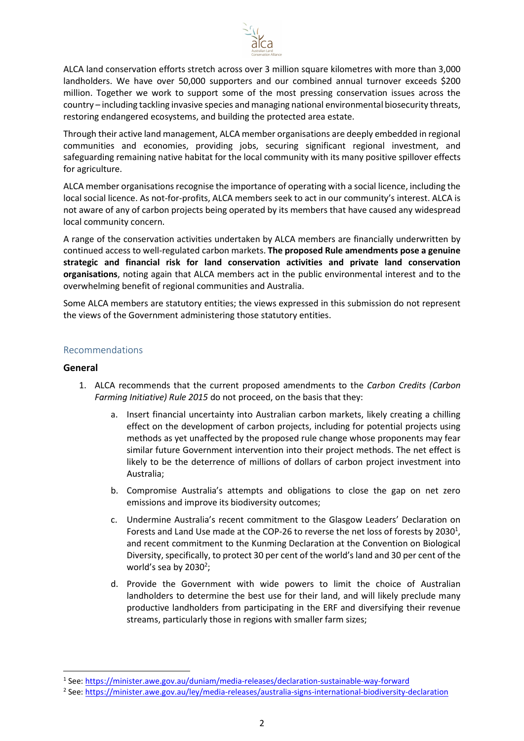ALCA land conservation efforts stretch across over 3 million square kilometres with more than 3,000 landholders. We have over 50,000 supporters and our combined annual turnover exceeds $200 million. Together we work to support some of the most pressing conservation issues across the country – including tackling invasive species and managing national environmental biosecurity threats, restoring endangered ecosystems, and building the protected area estate.

Through their active land management, ALCA member organisations are deeply embedded in regional communities and economies, providing jobs, securing significant regional investment, and safeguarding remaining native habitat for the local community with its many positive spillover effects for agriculture.

ALCA member organisations recognise the importance of operating with a social licence, including the local social licence. As not-for-profits, ALCA members seek to act in our community's interest. ALCA is not aware of any of carbon projects being operated by its members that have caused any widespread local community concern.

A range of the conservation activities undertaken by ALCA members are financially underwritten by continued access to well-regulated carbon markets. **The proposed Rule amendments pose a genuine strategic and financial risk for land conservation activities and private land conservation organisations**, noting again that ALCA members act in the public environmental interest and to the overwhelming benefit of regional communities and Australia.

Some ALCA members are statutory entities; the views expressed in this submission do not represent the views of the Government administering those statutory entities.

## Recommendations

### General

1. ALCA recommends that the current proposed amendments to the *Carbon Credits (Carbon Farming Initiative) Rule 2015* do not proceed, on the basis that they:

   a. Insert financial uncertainty into Australian carbon markets, likely creating a chilling effect on the development of carbon projects, including for potential projects using methods as yet unaffected by the proposed rule change whose proponents may fear similar future Government intervention into their project methods. The net effect is likely to be the deterrence of millions of dollars of carbon project investment into Australia;

   b. Compromise Australia's attempts and obligations to close the gap on net zero emissions and improve its biodiversity outcomes;

   c. Undermine Australia's recent commitment to the Glasgow Leaders' Declaration on Forests and Land Use made at the COP-26 to reverse the net loss of forests by 2030[1], and recent commitment to the Kunming Declaration at the Convention on Biological Diversity, specifically, to protect 30 per cent of the world's land and 30 per cent of the world's sea by 2030[2];

   d. Provide the Government with wide powers to limit the choice of Australian landholders to determine the best use for their land, and will likely preclude many productive landholders from participating in the ERF and diversifying their revenue streams, particularly those in regions with smaller farm sizes;

[1] See: https://minister.awe.gov.au/duniam/media-releases/declaration-sustainable-way-forward

[2] See: https://minister.awe.gov.au/ley/media-releases/australia-signs-international-biodiversity-declaration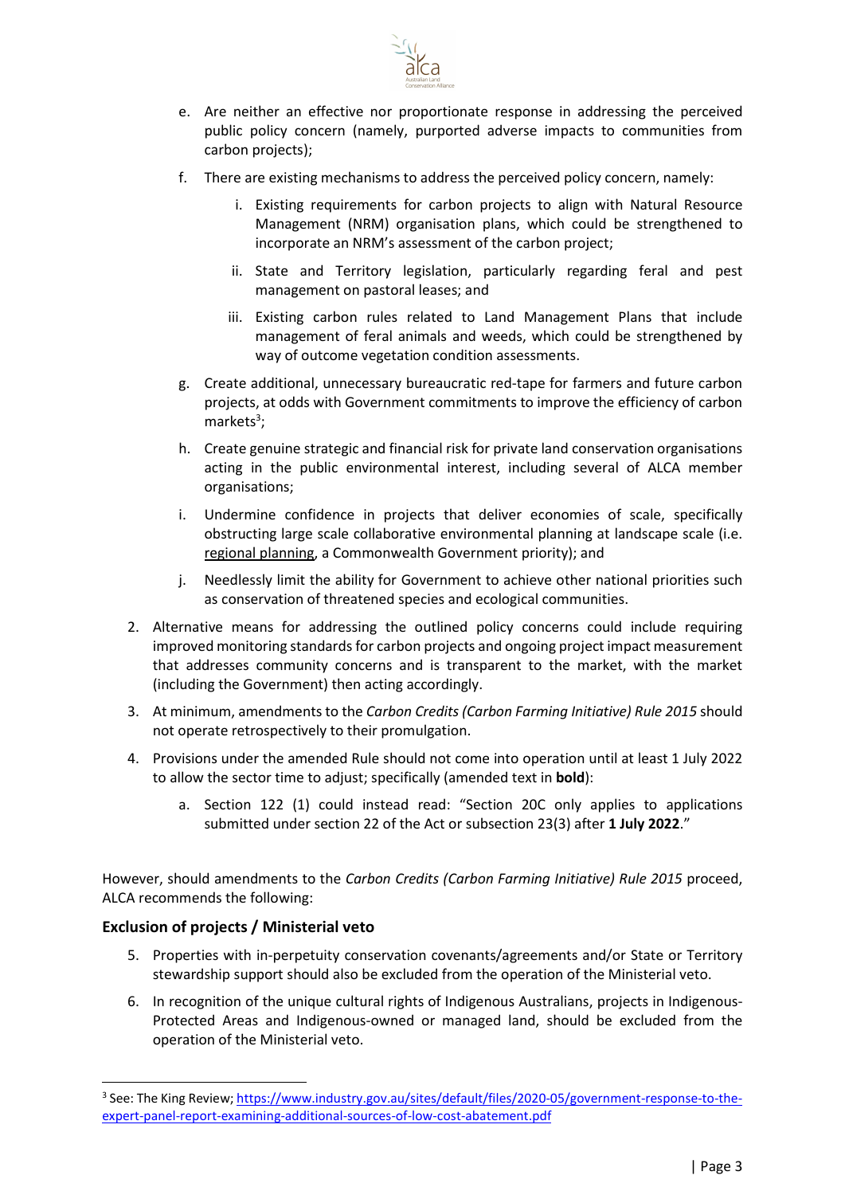e. Are neither an effective nor proportionate response in addressing the perceived public policy concern (namely, purported adverse impacts to communities from carbon projects);

   f. There are existing mechanisms to address the perceived policy concern, namely:

      i. Existing requirements for carbon projects to align with Natural Resource Management (NRM) organisation plans, which could be strengthened to incorporate an NRM's assessment of the carbon project;

      ii. State and Territory legislation, particularly regarding feral and pest management on pastoral leases; and

      iii. Existing carbon rules related to Land Management Plans that include management of feral animals and weeds, which could be strengthened by way of outcome vegetation condition assessments.

   g. Create additional, unnecessary bureaucratic red-tape for farmers and future carbon projects, at odds with Government commitments to improve the efficiency of carbon markets[3];

   h. Create genuine strategic and financial risk for private land conservation organisations acting in the public environmental interest, including several of ALCA member organisations;

   i. Undermine confidence in projects that deliver economies of scale, specifically obstructing large scale collaborative environmental planning at landscape scale (i.e. regional planning, a Commonwealth Government priority); and

   j. Needlessly limit the ability for Government to achieve other national priorities such as conservation of threatened species and ecological communities.

2. Alternative means for addressing the outlined policy concerns could include requiring improved monitoring standards for carbon projects and ongoing project impact measurement that addresses community concerns and is transparent to the market, with the market (including the Government) then acting accordingly.

3. At minimum, amendments to the *Carbon Credits (Carbon Farming Initiative) Rule 2015* should not operate retrospectively to their promulgation.

4. Provisions under the amended Rule should not come into operation until at least 1 July 2022 to allow the sector time to adjust; specifically (amended text in **bold**):

   a. Section 122 (1) could instead read: "Section 20C only applies to applications submitted under section 22 of the Act or subsection 23(3) after **1 July 2022**."

However, should amendments to the *Carbon Credits (Carbon Farming Initiative) Rule 2015* proceed, ALCA recommends the following:

### Exclusion of projects / Ministerial veto

5. Properties with in-perpetuity conservation covenants/agreements and/or State or Territory stewardship support should also be excluded from the operation of the Ministerial veto.

6. In recognition of the unique cultural rights of Indigenous Australians, projects in Indigenous-Protected Areas and Indigenous-owned or managed land, should be excluded from the operation of the Ministerial veto.

---

[3] See: The King Review; https://www.industry.gov.au/sites/default/files/2020-05/government-response-to-the-expert-panel-report-examining-additional-sources-of-low-cost-abatement.pdf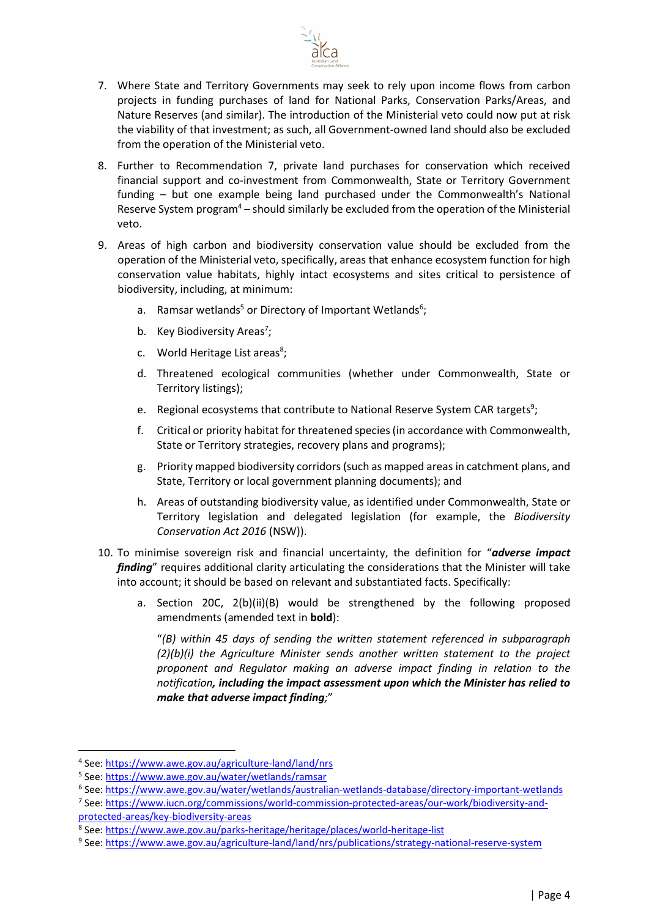7. Where State and Territory Governments may seek to rely upon income flows from carbon projects in funding purchases of land for National Parks, Conservation Parks/Areas, and Nature Reserves (and similar). The introduction of the Ministerial veto could now put at risk the viability of that investment; as such, all Government-owned land should also be excluded from the operation of the Ministerial veto.

8. Further to Recommendation 7, private land purchases for conservation which received financial support and co-investment from Commonwealth, State or Territory Government funding – but one example being land purchased under the Commonwealth's National Reserve System program[4] – should similarly be excluded from the operation of the Ministerial veto.

9. Areas of high carbon and biodiversity conservation value should be excluded from the operation of the Ministerial veto, specifically, areas that enhance ecosystem function for high conservation value habitats, highly intact ecosystems and sites critical to persistence of biodiversity, including, at minimum:

    a. Ramsar wetlands[5] or Directory of Important Wetlands[6];

    b. Key Biodiversity Areas[7];

    c. World Heritage List areas[8];

    d. Threatened ecological communities (whether under Commonwealth, State or Territory listings);

    e. Regional ecosystems that contribute to National Reserve System CAR targets[9];

    f. Critical or priority habitat for threatened species (in accordance with Commonwealth, State or Territory strategies, recovery plans and programs);

    g. Priority mapped biodiversity corridors (such as mapped areas in catchment plans, and State, Territory or local government planning documents); and

    h. Areas of outstanding biodiversity value, as identified under Commonwealth, State or Territory legislation and delegated legislation (for example, the *Biodiversity Conservation Act 2016* (NSW)).

10. To minimise sovereign risk and financial uncertainty, the definition for "***adverse impact finding***" requires additional clarity articulating the considerations that the Minister will take into account; it should be based on relevant and substantiated facts. Specifically:

    a. Section 20C, 2(b)(ii)(B) would be strengthened by the following proposed amendments (amended text in **bold**):

    "*(B) within 45 days of sending the written statement referenced in subparagraph (2)(b)(i) the Agriculture Minister sends another written statement to the project proponent and Regulator making an adverse impact finding in relation to the notification**, including the impact assessment upon which the Minister has relied to make that adverse impact finding**;*"

---

[4] See: https://www.awe.gov.au/agriculture-land/land/nrs

[5] See: https://www.awe.gov.au/water/wetlands/ramsar

[6] See: https://www.awe.gov.au/water/wetlands/australian-wetlands-database/directory-important-wetlands

[7] See: https://www.iucn.org/commissions/world-commission-protected-areas/our-work/biodiversity-and-protected-areas/key-biodiversity-areas

[8] See: https://www.awe.gov.au/parks-heritage/heritage/places/world-heritage-list

[9] See: https://www.awe.gov.au/agriculture-land/land/nrs/publications/strategy-national-reserve-system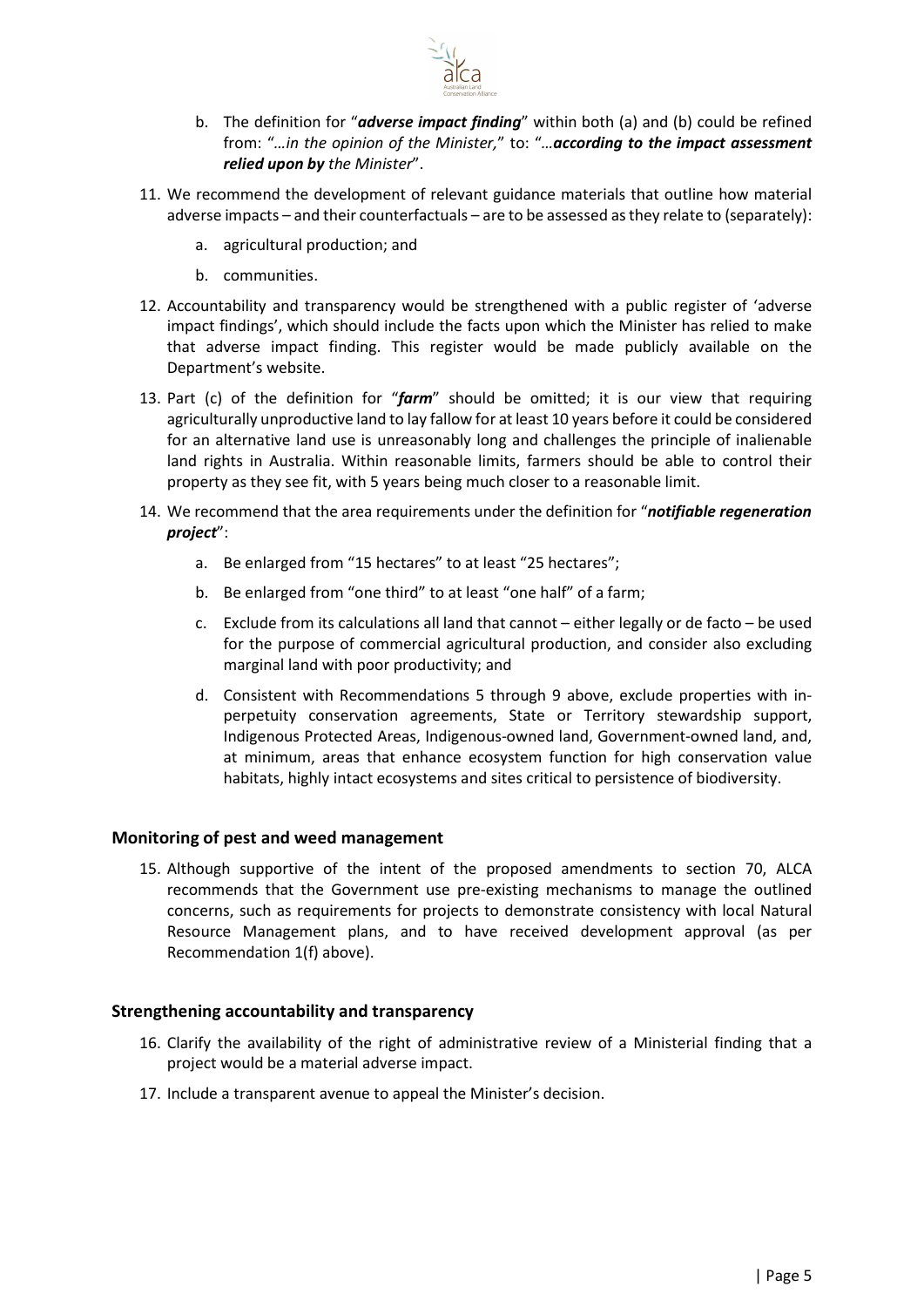b. The definition for "***adverse impact finding***" within both (a) and (b) could be refined from: "*…in the opinion of the Minister,*" to: "*…**according to the impact assessment relied upon by** the Minister*".

11. We recommend the development of relevant guidance materials that outline how material adverse impacts – and their counterfactuals – are to be assessed as they relate to (separately):

    a. agricultural production; and

    b. communities.

12. Accountability and transparency would be strengthened with a public register of 'adverse impact findings', which should include the facts upon which the Minister has relied to make that adverse impact finding. This register would be made publicly available on the Department's website.

13. Part (c) of the definition for "***farm***" should be omitted; it is our view that requiring agriculturally unproductive land to lay fallow for at least 10 years before it could be considered for an alternative land use is unreasonably long and challenges the principle of inalienable land rights in Australia. Within reasonable limits, farmers should be able to control their property as they see fit, with 5 years being much closer to a reasonable limit.

14. We recommend that the area requirements under the definition for "***notifiable regeneration project***":

    a. Be enlarged from "15 hectares" to at least "25 hectares";

    b. Be enlarged from "one third" to at least "one half" of a farm;

    c. Exclude from its calculations all land that cannot – either legally or de facto – be used for the purpose of commercial agricultural production, and consider also excluding marginal land with poor productivity; and

    d. Consistent with Recommendations 5 through 9 above, exclude properties with in-perpetuity conservation agreements, State or Territory stewardship support, Indigenous Protected Areas, Indigenous-owned land, Government-owned land, and, at minimum, areas that enhance ecosystem function for high conservation value habitats, highly intact ecosystems and sites critical to persistence of biodiversity.

### Monitoring of pest and weed management

15. Although supportive of the intent of the proposed amendments to section 70, ALCA recommends that the Government use pre-existing mechanisms to manage the outlined concerns, such as requirements for projects to demonstrate consistency with local Natural Resource Management plans, and to have received development approval (as per Recommendation 1(f) above).

### Strengthening accountability and transparency

16. Clarify the availability of the right of administrative review of a Ministerial finding that a project would be a material adverse impact.

17. Include a transparent avenue to appeal the Minister's decision.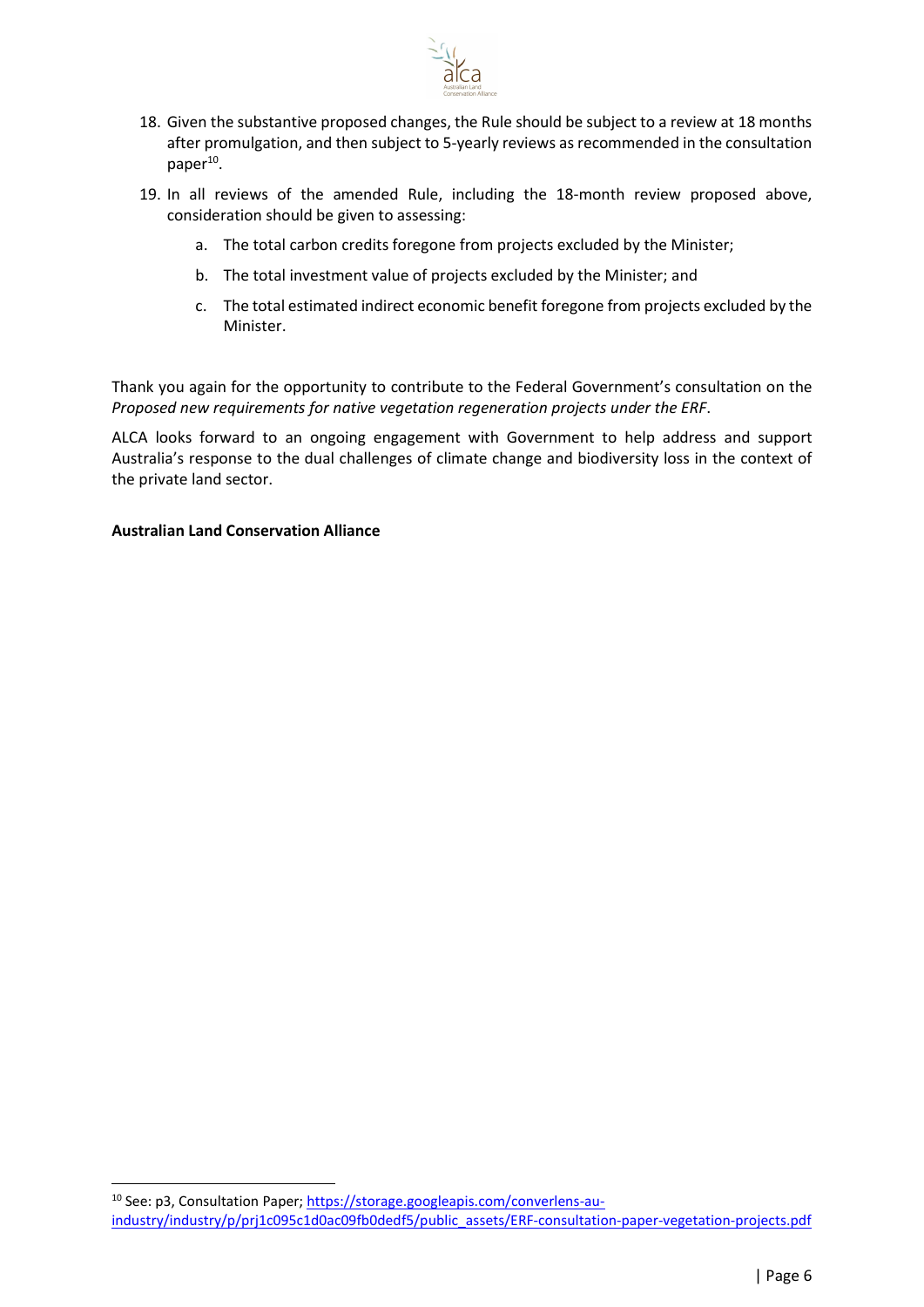18. Given the substantive proposed changes, the Rule should be subject to a review at 18 months after promulgation, and then subject to 5-yearly reviews as recommended in the consultation paper[10].

19. In all reviews of the amended Rule, including the 18-month review proposed above, consideration should be given to assessing:

    a. The total carbon credits foregone from projects excluded by the Minister;

    b. The total investment value of projects excluded by the Minister; and

    c. The total estimated indirect economic benefit foregone from projects excluded by the Minister.

Thank you again for the opportunity to contribute to the Federal Government's consultation on the *Proposed new requirements for native vegetation regeneration projects under the ERF*.

ALCA looks forward to an ongoing engagement with Government to help address and support Australia's response to the dual challenges of climate change and biodiversity loss in the context of the private land sector.

**Australian Land Conservation Alliance**

---

[10] See: p3, Consultation Paper; https://storage.googleapis.com/converlens-au-industry/industry/p/prj1c095c1d0ac09fb0dedf5/public_assets/ERF-consultation-paper-vegetation-projects.pdf